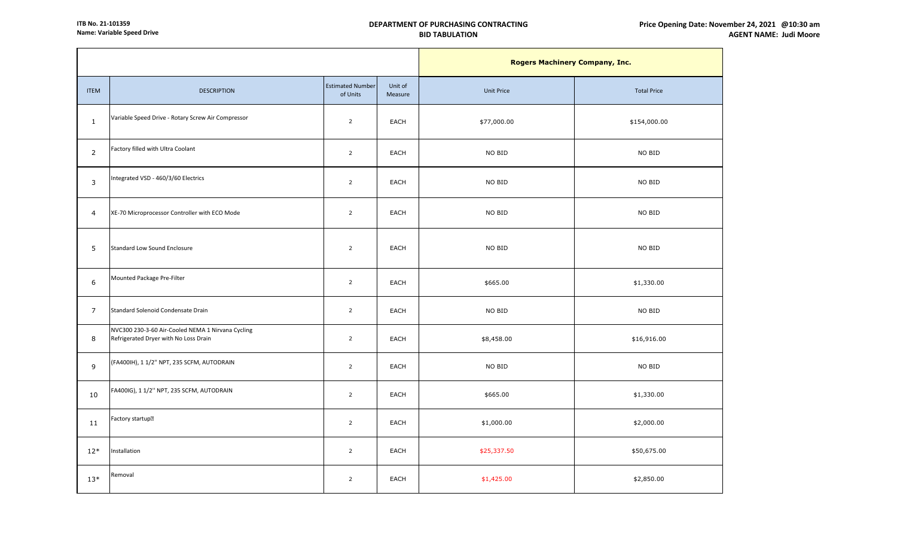ITB No. 21-101359
Name: Variable Speed Drive

**DEPARTMENT OF PURCHASING CONTRACTING**
**BID TABULATION**

**Price Opening Date: November 24, 2021 @10:30 am**
**AGENT NAME: Judi Moore**

| | | | | Rogers Machinery Company, Inc. | |
|---|---|---|---|---|---|
| ITEM | DESCRIPTION | Estimated Number of Units | Unit of Measure | Unit Price | Total Price |
| 1 | Variable Speed Drive - Rotary Screw Air Compressor | 2 | EACH | $77,000.00 | $154,000.00 |
| 2 | Factory filled with Ultra Coolant | 2 | EACH | NO BID | NO BID |
| 3 | Integrated VSD - 460/3/60 Electrics | 2 | EACH | NO BID | NO BID |
| 4 | XE-70 Microprocessor Controller with ECO Mode | 2 | EACH | NO BID | NO BID |
| 5 | Standard Low Sound Enclosure | 2 | EACH | NO BID | NO BID |
| 6 | Mounted Package Pre-Filter | 2 | EACH | $665.00 | $1,330.00 |
| 7 | Standard Solenoid Condensate Drain | 2 | EACH | NO BID | NO BID |
| 8 | NVC300 230-3-60 Air-Cooled NEMA 1 Nirvana Cycling Refrigerated Dryer with No Loss Drain | 2 | EACH | $8,458.00 | $16,916.00 |
| 9 | (FA400IH), 1 1/2" NPT, 235 SCFM, AUTODRAIN | 2 | EACH | NO BID | NO BID |
| 10 | FA400IG), 1 1/2'' NPT, 235 SCFM, AUTODRAIN | 2 | EACH | $665.00 | $1,330.00 |
| 11 | Factory startup | 2 | EACH | $1,000.00 | $2,000.00 |
| 12* | Installation | 2 | EACH | $25,337.50 | $50,675.00 |
| 13* | Removal | 2 | EACH | $1,425.00 | $2,850.00 |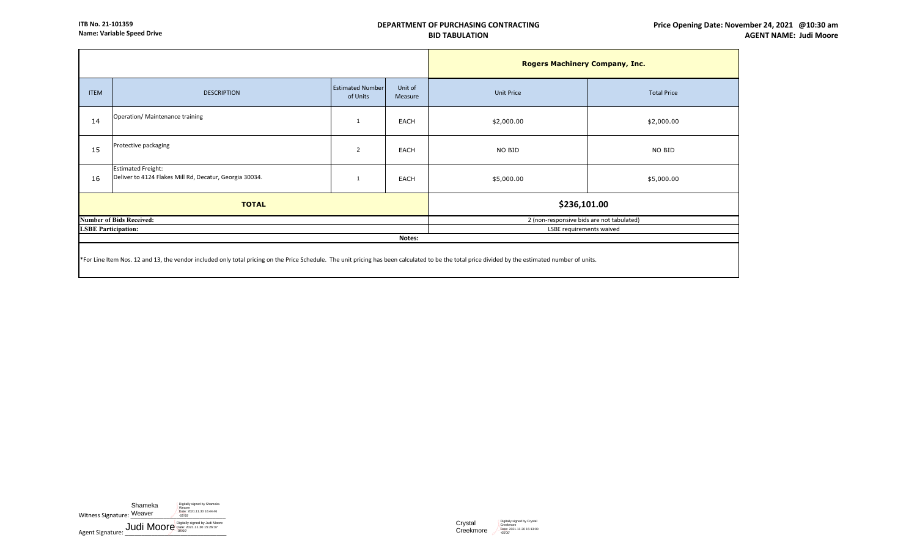ITB No. 21-101359
Name: Variable Speed Drive

**DEPARTMENT OF PURCHASING CONTRACTING**
**BID TABULATION**

**Price Opening Date: November 24, 2021 @10:30 am**
**AGENT NAME: Judi Moore**

| | | | | Rogers Machinery Company, Inc. | |
|---|---|---|---|---|---|
| ITEM | DESCRIPTION | Estimated Number of Units | Unit of Measure | Unit Price | Total Price |
| 14 | Operation/ Maintenance training | 1 | EACH | $2,000.00 | $2,000.00 |
| 15 | Protective packaging | 2 | EACH | NO BID | NO BID |
| 16 | Estimated Freight: Deliver to 4124 Flakes Mill Rd, Decatur, Georgia 30034. | 1 | EACH | $5,000.00 | $5,000.00 |
| **TOTAL** | | | | **$236,101.00** | |
| **Number of Bids Received:** | | | | 2 (non-responsive bids are not tabulated) | |
| **LSBE Participation:** | | | | LSBE requirements waived | |

**Notes:**

*For Line Item Nos. 12 and 13, the vendor included only total pricing on the Price Schedule. The unit pricing has been calculated to be the total price divided by the estimated number of units.

Witness Signature: Shameka Weaver — Digitally signed by Shameka Weaver Date: 2021.11.30 16:44:46 -05'00'

Agent Signature: Judi Moore — Digitally signed by Judi Moore Date: 2021.11.30 15:26:37 -05'00'

Crystal Creekmore — Digitally signed by Crystal Creekmore Date: 2021.11.30 15:13:09 -05'00'